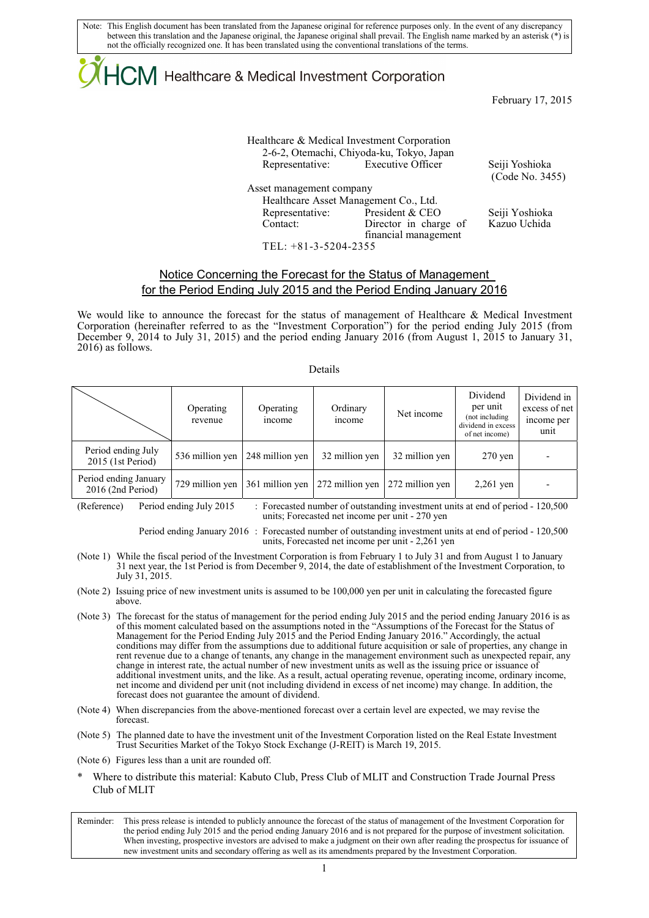Note: This English document has been translated from the Japanese original for reference purposes only. In the event of any discrepancy between this translation and the Japanese original, the Japanese original shall prevail. The English name marked by an asterisk (*) is not the officially recognized one. It has been translated using the conventional translations of the terms.

HCM Healthcare & Medical Investment Corporation

February 17, 2015

Healthcare & Medical Investment Corporation
2-6-2, Otemachi, Chiyoda-ku, Tokyo, Japan
Representative: Executive Officer Seiji Yoshioka
(Code No. 3455)

Asset management company
Healthcare Asset Management Co., Ltd.
Representative: President & CEO Seiji Yoshioka
Contact: Director in charge of financial management Kazuo Uchida
TEL: +81-3-5204-2355

## Notice Concerning the Forecast for the Status of Management for the Period Ending July 2015 and the Period Ending January 2016

We would like to announce the forecast for the status of management of Healthcare & Medical Investment Corporation (hereinafter referred to as the "Investment Corporation") for the period ending July 2015 (from December 9, 2014 to July 31, 2015) and the period ending January 2016 (from August 1, 2015 to January 31, 2016) as follows.

Details

| | Operating revenue | Operating income | Ordinary income | Net income | Dividend per unit (not including dividend in excess of net income) | Dividend in excess of net income per unit |
|---|---|---|---|---|---|---|
| Period ending July 2015 (1st Period) | 536 million yen | 248 million yen | 32 million yen | 32 million yen | 270 yen | - |
| Period ending January 2016 (2nd Period) | 729 million yen | 361 million yen | 272 million yen | 272 million yen | 2,261 yen | - |

(Reference) Period ending July 2015 : Forecasted number of outstanding investment units at end of period - 120,500 units; Forecasted net income per unit - 270 yen

Period ending January 2016 : Forecasted number of outstanding investment units at end of period - 120,500 units, Forecasted net income per unit - 2,261 yen

(Note 1) While the fiscal period of the Investment Corporation is from February 1 to July 31 and from August 1 to January 31 next year, the 1st Period is from December 9, 2014, the date of establishment of the Investment Corporation, to July 31, 2015.

(Note 2) Issuing price of new investment units is assumed to be 100,000 yen per unit in calculating the forecasted figure above.

(Note 3) The forecast for the status of management for the period ending July 2015 and the period ending January 2016 is as of this moment calculated based on the assumptions noted in the "Assumptions of the Forecast for the Status of Management for the Period Ending July 2015 and the Period Ending January 2016." Accordingly, the actual conditions may differ from the assumptions due to additional future acquisition or sale of properties, any change in rent revenue due to a change of tenants, any change in the management environment such as unexpected repair, any change in interest rate, the actual number of new investment units as well as the issuing price or issuance of additional investment units, and the like. As a result, actual operating revenue, operating income, ordinary income, net income and dividend per unit (not including dividend in excess of net income) may change. In addition, the forecast does not guarantee the amount of dividend.

(Note 4) When discrepancies from the above-mentioned forecast over a certain level are expected, we may revise the forecast.

(Note 5) The planned date to have the investment unit of the Investment Corporation listed on the Real Estate Investment Trust Securities Market of the Tokyo Stock Exchange (J-REIT) is March 19, 2015.

(Note 6) Figures less than a unit are rounded off.

* Where to distribute this material: Kabuto Club, Press Club of MLIT and Construction Trade Journal Press Club of MLIT

Reminder: This press release is intended to publicly announce the forecast of the status of management of the Investment Corporation for the period ending July 2015 and the period ending January 2016 and is not prepared for the purpose of investment solicitation. When investing, prospective investors are advised to make a judgment on their own after reading the prospectus for issuance of new investment units and secondary offering as well as its amendments prepared by the Investment Corporation.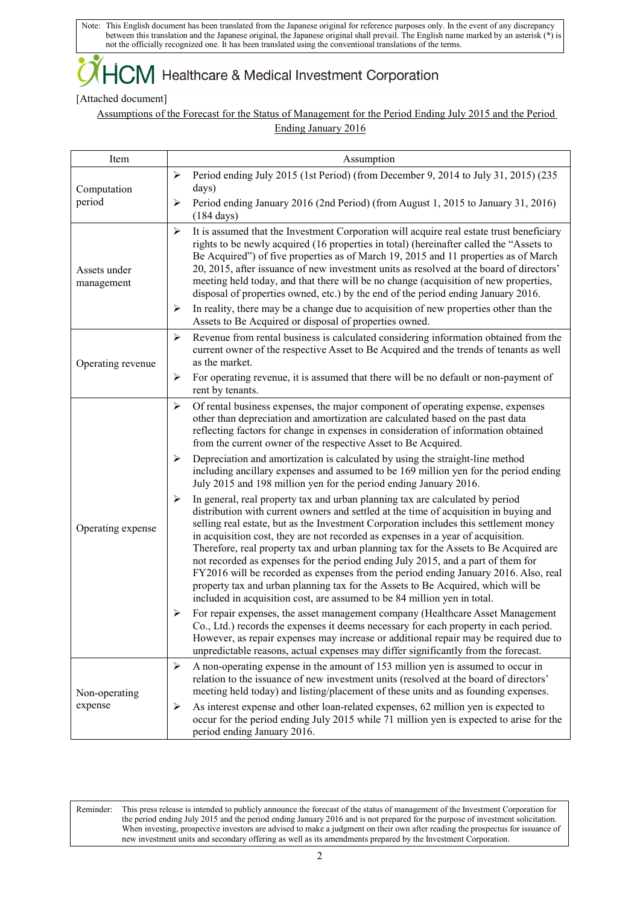Note: This English document has been translated from the Japanese original for reference purposes only. In the event of any discrepancy between this translation and the Japanese original, the Japanese original shall prevail. The English name marked by an asterisk (*) is not the officially recognized one. It has been translated using the conventional translations of the terms.

HCM Healthcare & Medical Investment Corporation

[Attached document]

Assumptions of the Forecast for the Status of Management for the Period Ending July 2015 and the Period Ending January 2016

| Item | Assumption |
|---|---|
| Computation period | ➢ Period ending July 2015 (1st Period) (from December 9, 2014 to July 31, 2015) (235 days)<br>➢ Period ending January 2016 (2nd Period) (from August 1, 2015 to January 31, 2016) (184 days) |
| Assets under management | ➢ It is assumed that the Investment Corporation will acquire real estate trust beneficiary rights to be newly acquired (16 properties in total) (hereinafter called the "Assets to Be Acquired") of five properties as of March 19, 2015 and 11 properties as of March 20, 2015, after issuance of new investment units as resolved at the board of directors' meeting held today, and that there will be no change (acquisition of new properties, disposal of properties owned, etc.) by the end of the period ending January 2016.<br>➢ In reality, there may be a change due to acquisition of new properties other than the Assets to Be Acquired or disposal of properties owned. |
| Operating revenue | ➢ Revenue from rental business is calculated considering information obtained from the current owner of the respective Asset to Be Acquired and the trends of tenants as well as the market.<br>➢ For operating revenue, it is assumed that there will be no default or non-payment of rent by tenants. |
| Operating expense | ➢ Of rental business expenses, the major component of operating expense, expenses other than depreciation and amortization are calculated based on the past data reflecting factors for change in expenses in consideration of information obtained from the current owner of the respective Asset to Be Acquired.<br>➢ Depreciation and amortization is calculated by using the straight-line method including ancillary expenses and assumed to be 169 million yen for the period ending July 2015 and 198 million yen for the period ending January 2016.<br>➢ In general, real property tax and urban planning tax are calculated by period distribution with current owners and settled at the time of acquisition in buying and selling real estate, but as the Investment Corporation includes this settlement money in acquisition cost, they are not recorded as expenses in a year of acquisition. Therefore, real property tax and urban planning tax for the Assets to Be Acquired are not recorded as expenses for the period ending July 2015, and a part of them for FY2016 will be recorded as expenses from the period ending January 2016. Also, real property tax and urban planning tax for the Assets to Be Acquired, which will be included in acquisition cost, are assumed to be 84 million yen in total.<br>➢ For repair expenses, the asset management company (Healthcare Asset Management Co., Ltd.) records the expenses it deems necessary for each property in each period. However, as repair expenses may increase or additional repair may be required due to unpredictable reasons, actual expenses may differ significantly from the forecast. |
| Non-operating expense | ➢ A non-operating expense in the amount of 153 million yen is assumed to occur in relation to the issuance of new investment units (resolved at the board of directors' meeting held today) and listing/placement of these units and as founding expenses.<br>➢ As interest expense and other loan-related expenses, 62 million yen is expected to occur for the period ending July 2015 while 71 million yen is expected to arise for the period ending January 2016. |

Reminder: This press release is intended to publicly announce the forecast of the status of management of the Investment Corporation for the period ending July 2015 and the period ending January 2016 and is not prepared for the purpose of investment solicitation. When investing, prospective investors are advised to make a judgment on their own after reading the prospectus for issuance of new investment units and secondary offering as well as its amendments prepared by the Investment Corporation.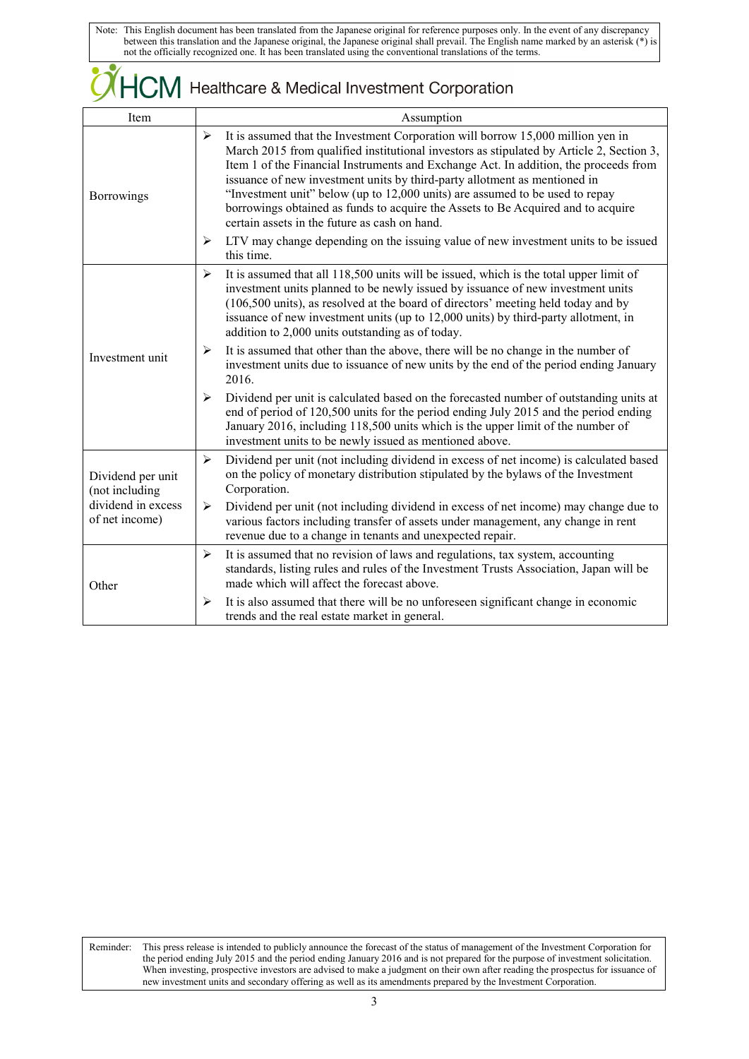Note: This English document has been translated from the Japanese original for reference purposes only. In the event of any discrepancy between this translation and the Japanese original, the Japanese original shall prevail. The English name marked by an asterisk (*) is not the officially recognized one. It has been translated using the conventional translations of the terms.

HCM Healthcare & Medical Investment Corporation

| Item | Assumption |
|---|---|
| Borrowings | ➢ It is assumed that the Investment Corporation will borrow 15,000 million yen in March 2015 from qualified institutional investors as stipulated by Article 2, Section 3, Item 1 of the Financial Instruments and Exchange Act. In addition, the proceeds from issuance of new investment units by third-party allotment as mentioned in "Investment unit" below (up to 12,000 units) are assumed to be used to repay borrowings obtained as funds to acquire the Assets to Be Acquired and to acquire certain assets in the future as cash on hand.<br>➢ LTV may change depending on the issuing value of new investment units to be issued this time. |
| Investment unit | ➢ It is assumed that all 118,500 units will be issued, which is the total upper limit of investment units planned to be newly issued by issuance of new investment units (106,500 units), as resolved at the board of directors' meeting held today and by issuance of new investment units (up to 12,000 units) by third-party allotment, in addition to 2,000 units outstanding as of today.<br>➢ It is assumed that other than the above, there will be no change in the number of investment units due to issuance of new units by the end of the period ending January 2016.<br>➢ Dividend per unit is calculated based on the forecasted number of outstanding units at end of period of 120,500 units for the period ending July 2015 and the period ending January 2016, including 118,500 units which is the upper limit of the number of investment units to be newly issued as mentioned above. |
| Dividend per unit (not including dividend in excess of net income) | ➢ Dividend per unit (not including dividend in excess of net income) is calculated based on the policy of monetary distribution stipulated by the bylaws of the Investment Corporation.<br>➢ Dividend per unit (not including dividend in excess of net income) may change due to various factors including transfer of assets under management, any change in rent revenue due to a change in tenants and unexpected repair. |
| Other | ➢ It is assumed that no revision of laws and regulations, tax system, accounting standards, listing rules and rules of the Investment Trusts Association, Japan will be made which will affect the forecast above.<br>➢ It is also assumed that there will be no unforeseen significant change in economic trends and the real estate market in general. |

Reminder: This press release is intended to publicly announce the forecast of the status of management of the Investment Corporation for the period ending July 2015 and the period ending January 2016 and is not prepared for the purpose of investment solicitation. When investing, prospective investors are advised to make a judgment on their own after reading the prospectus for issuance of new investment units and secondary offering as well as its amendments prepared by the Investment Corporation.